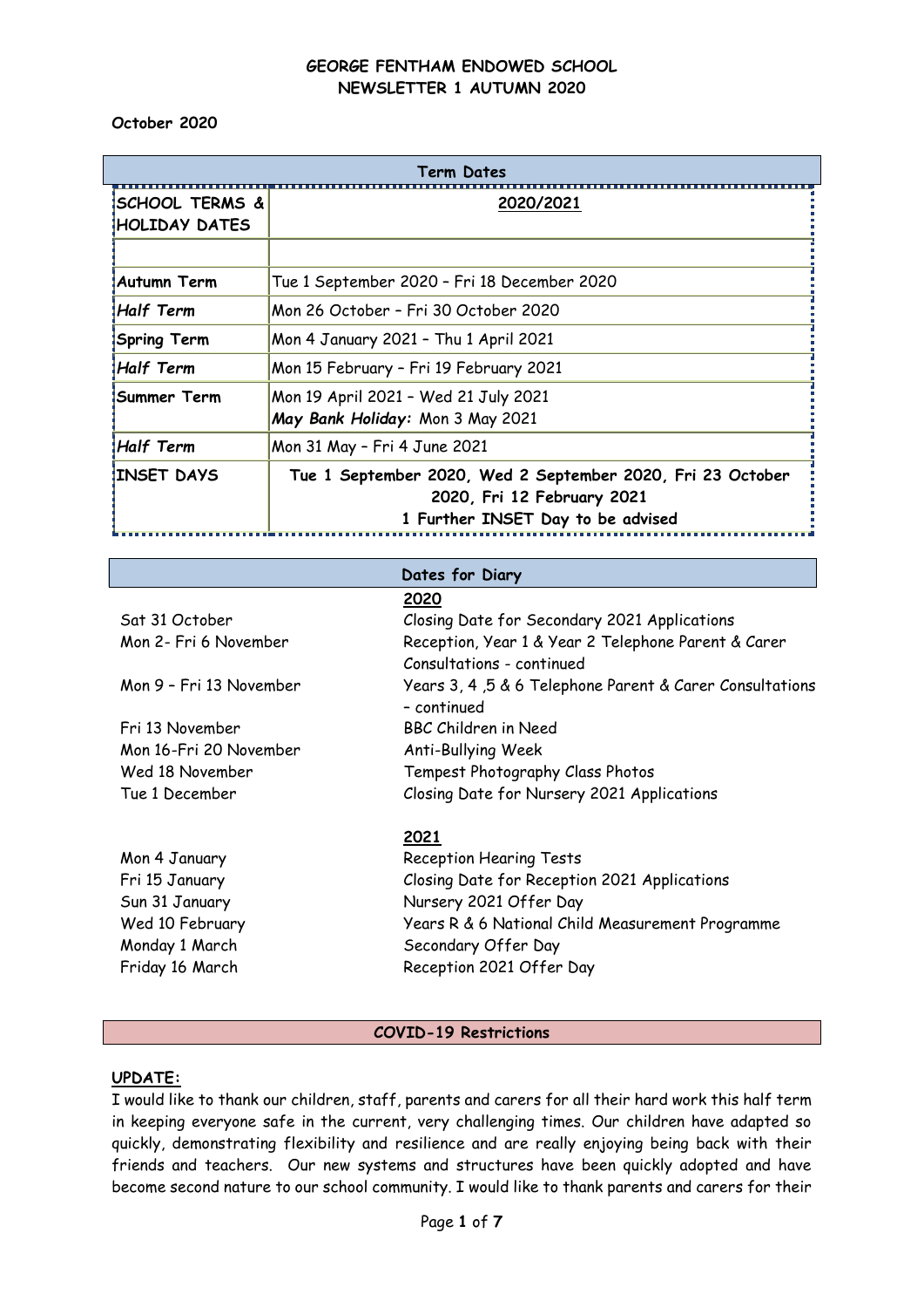# GEORGE FENTHAM ENDOWED SCHOOL
## NEWSLETTER 1 AUTUMN 2020

**October 2020**

| Term Dates | |
|---|---|
| **SCHOOL TERMS & HOLIDAY DATES** | **2020/2021** |
| | |
| **Autumn Term** | Tue 1 September 2020 – Fri 18 December 2020 |
| ***Half Term*** | Mon 26 October – Fri 30 October 2020 |
| **Spring Term** | Mon 4 January 2021 – Thu 1 April 2021 |
| ***Half Term*** | Mon 15 February – Fri 19 February 2021 |
| **Summer Term** | Mon 19 April 2021 – Wed 21 July 2021<br>***May Bank Holiday:*** Mon 3 May 2021 |
| ***Half Term*** | Mon 31 May – Fri 4 June 2021 |
| **INSET DAYS** | **Tue 1 September 2020, Wed 2 September 2020, Fri 23 October 2020, Fri 12 February 2021**<br>**1 Further INSET Day to be advised** |

| Dates for Diary | |
|---|---|
| | **2020** |
| Sat 31 October | Closing Date for Secondary 2021 Applications |
| Mon 2- Fri 6 November | Reception, Year 1 & Year 2 Telephone Parent & Carer Consultations - continued |
| Mon 9 – Fri 13 November | Years 3, 4 ,5 & 6 Telephone Parent & Carer Consultations – continued |
| Fri 13 November | BBC Children in Need |
| Mon 16-Fri 20 November | Anti-Bullying Week |
| Wed 18 November | Tempest Photography Class Photos |
| Tue 1 December | Closing Date for Nursery 2021 Applications |
| | **2021** |
| Mon 4 January | Reception Hearing Tests |
| Fri 15 January | Closing Date for Reception 2021 Applications |
| Sun 31 January | Nursery 2021 Offer Day |
| Wed 10 February | Years R & 6 National Child Measurement Programme |
| Monday 1 March | Secondary Offer Day |
| Friday 16 March | Reception 2021 Offer Day |

## COVID-19 Restrictions

**UPDATE:**

I would like to thank our children, staff, parents and carers for all their hard work this half term in keeping everyone safe in the current, very challenging times. Our children have adapted so quickly, demonstrating flexibility and resilience and are really enjoying being back with their friends and teachers. Our new systems and structures have been quickly adopted and have become second nature to our school community. I would like to thank parents and carers for their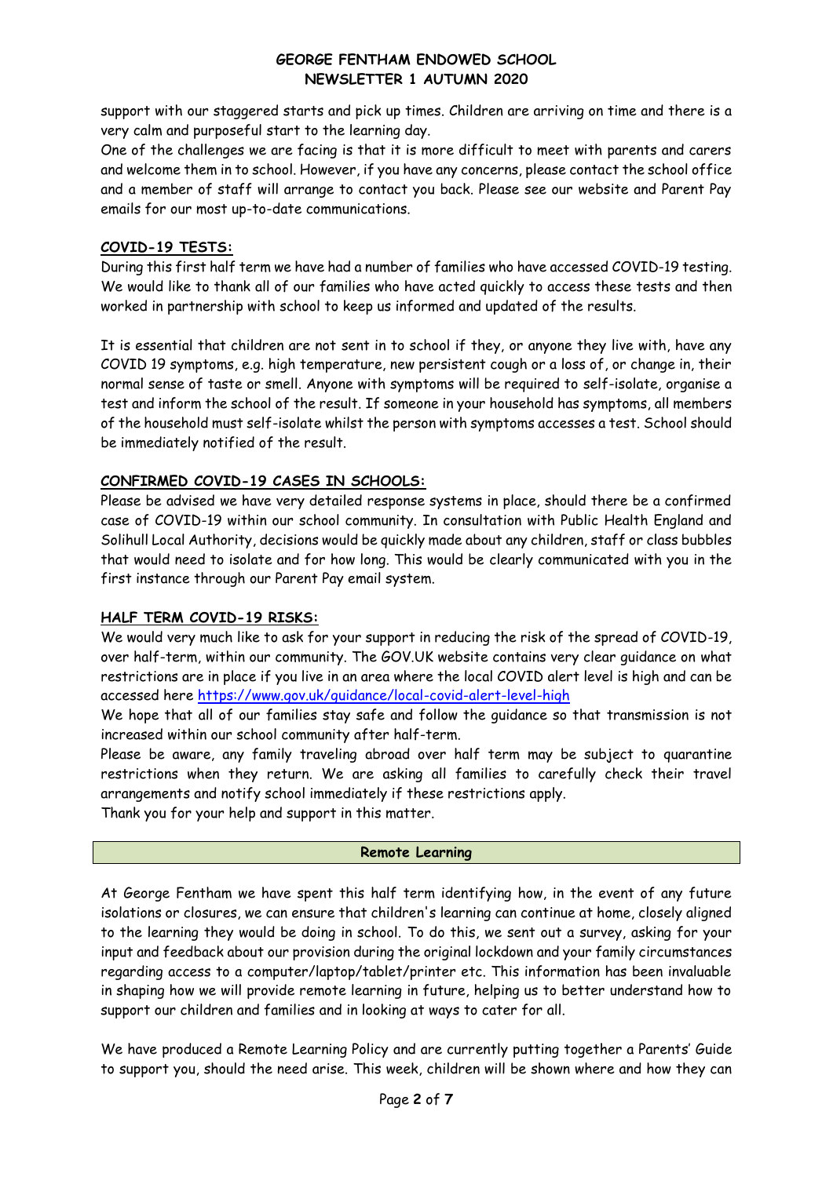support with our staggered starts and pick up times. Children are arriving on time and there is a very calm and purposeful start to the learning day.

One of the challenges we are facing is that it is more difficult to meet with parents and carers and welcome them in to school. However, if you have any concerns, please contact the school office and a member of staff will arrange to contact you back. Please see our website and Parent Pay emails for our most up-to-date communications.

**COVID-19 TESTS:**

During this first half term we have had a number of families who have accessed COVID-19 testing. We would like to thank all of our families who have acted quickly to access these tests and then worked in partnership with school to keep us informed and updated of the results.

It is essential that children are not sent in to school if they, or anyone they live with, have any COVID 19 symptoms, e.g. high temperature, new persistent cough or a loss of, or change in, their normal sense of taste or smell. Anyone with symptoms will be required to self-isolate, organise a test and inform the school of the result. If someone in your household has symptoms, all members of the household must self-isolate whilst the person with symptoms accesses a test. School should be immediately notified of the result.

**CONFIRMED COVID-19 CASES IN SCHOOLS:**

Please be advised we have very detailed response systems in place, should there be a confirmed case of COVID-19 within our school community. In consultation with Public Health England and Solihull Local Authority, decisions would be quickly made about any children, staff or class bubbles that would need to isolate and for how long. This would be clearly communicated with you in the first instance through our Parent Pay email system.

**HALF TERM COVID-19 RISKS:**

We would very much like to ask for your support in reducing the risk of the spread of COVID-19, over half-term, within our community. The GOV.UK website contains very clear guidance on what restrictions are in place if you live in an area where the local COVID alert level is high and can be accessed here https://www.gov.uk/guidance/local-covid-alert-level-high

We hope that all of our families stay safe and follow the guidance so that transmission is not increased within our school community after half-term.

Please be aware, any family traveling abroad over half term may be subject to quarantine restrictions when they return. We are asking all families to carefully check their travel arrangements and notify school immediately if these restrictions apply.

Thank you for your help and support in this matter.

## Remote Learning

At George Fentham we have spent this half term identifying how, in the event of any future isolations or closures, we can ensure that children's learning can continue at home, closely aligned to the learning they would be doing in school. To do this, we sent out a survey, asking for your input and feedback about our provision during the original lockdown and your family circumstances regarding access to a computer/laptop/tablet/printer etc. This information has been invaluable in shaping how we will provide remote learning in future, helping us to better understand how to support our children and families and in looking at ways to cater for all.

We have produced a Remote Learning Policy and are currently putting together a Parents' Guide to support you, should the need arise. This week, children will be shown where and how they can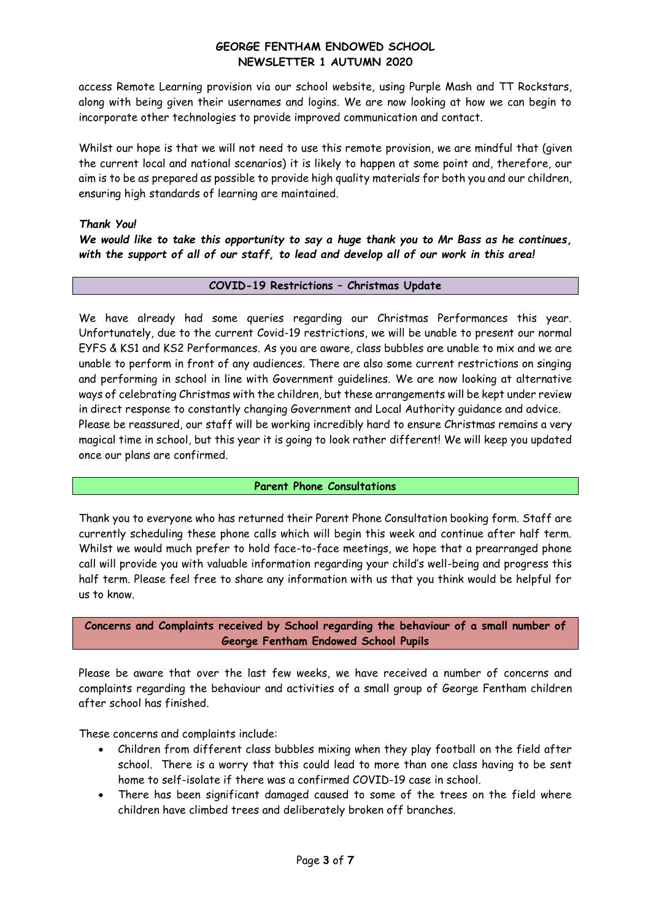access Remote Learning provision via our school website, using Purple Mash and TT Rockstars, along with being given their usernames and logins. We are now looking at how we can begin to incorporate other technologies to provide improved communication and contact.

Whilst our hope is that we will not need to use this remote provision, we are mindful that (given the current local and national scenarios) it is likely to happen at some point and, therefore, our aim is to be as prepared as possible to provide high quality materials for both you and our children, ensuring high standards of learning are maintained.

***Thank You!***

***We would like to take this opportunity to say a huge thank you to Mr Bass as he continues, with the support of all of our staff, to lead and develop all of our work in this area!***

## COVID-19 Restrictions – Christmas Update

We have already had some queries regarding our Christmas Performances this year. Unfortunately, due to the current Covid-19 restrictions, we will be unable to present our normal EYFS & KS1 and KS2 Performances. As you are aware, class bubbles are unable to mix and we are unable to perform in front of any audiences. There are also some current restrictions on singing and performing in school in line with Government guidelines. We are now looking at alternative ways of celebrating Christmas with the children, but these arrangements will be kept under review in direct response to constantly changing Government and Local Authority guidance and advice.
Please be reassured, our staff will be working incredibly hard to ensure Christmas remains a very magical time in school, but this year it is going to look rather different! We will keep you updated once our plans are confirmed.

## Parent Phone Consultations

Thank you to everyone who has returned their Parent Phone Consultation booking form. Staff are currently scheduling these phone calls which will begin this week and continue after half term. Whilst we would much prefer to hold face-to-face meetings, we hope that a prearranged phone call will provide you with valuable information regarding your child's well-being and progress this half term. Please feel free to share any information with us that you think would be helpful for us to know.

## Concerns and Complaints received by School regarding the behaviour of a small number of George Fentham Endowed School Pupils

Please be aware that over the last few weeks, we have received a number of concerns and complaints regarding the behaviour and activities of a small group of George Fentham children after school has finished.

These concerns and complaints include:

- Children from different class bubbles mixing when they play football on the field after school. There is a worry that this could lead to more than one class having to be sent home to self-isolate if there was a confirmed COVID-19 case in school.
- There has been significant damaged caused to some of the trees on the field where children have climbed trees and deliberately broken off branches.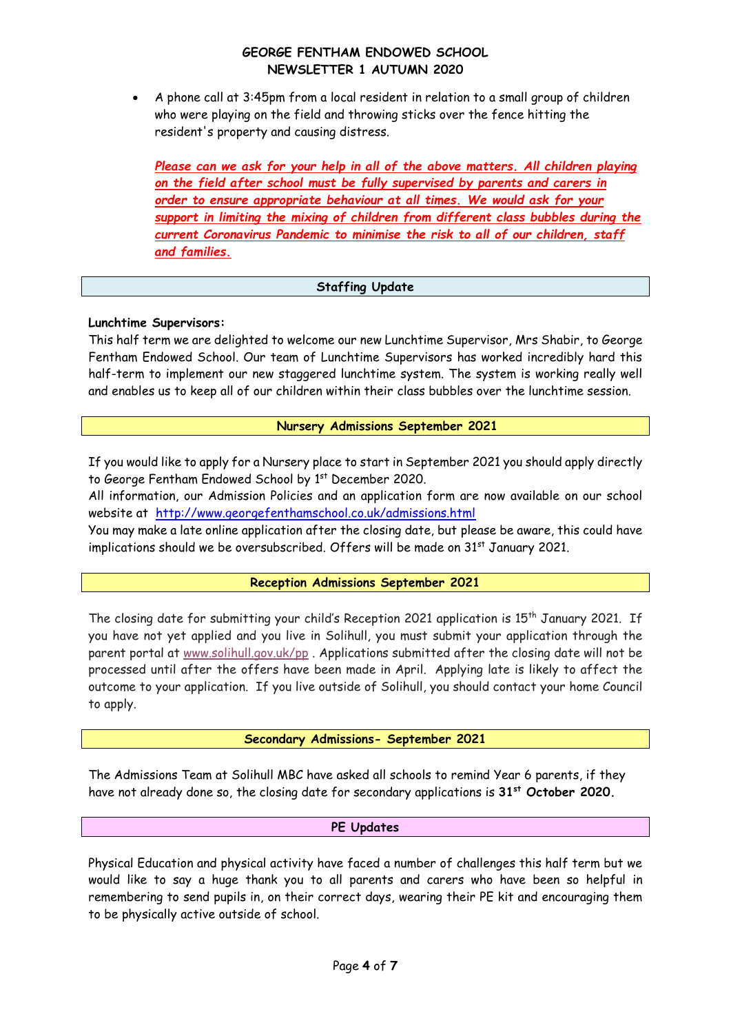- A phone call at 3:45pm from a local resident in relation to a small group of children who were playing on the field and throwing sticks over the fence hitting the resident's property and causing distress.

***Please can we ask for your help in all of the above matters. All children playing on the field after school must be fully supervised by parents and carers in order to ensure appropriate behaviour at all times. We would ask for your support in limiting the mixing of children from different class bubbles during the current Coronavirus Pandemic to minimise the risk to all of our children, staff and families.***

## Staffing Update

**Lunchtime Supervisors:**

This half term we are delighted to welcome our new Lunchtime Supervisor, Mrs Shabir, to George Fentham Endowed School. Our team of Lunchtime Supervisors has worked incredibly hard this half-term to implement our new staggered lunchtime system. The system is working really well and enables us to keep all of our children within their class bubbles over the lunchtime session.

## Nursery Admissions September 2021

If you would like to apply for a Nursery place to start in September 2021 you should apply directly to George Fentham Endowed School by 1st December 2020.

All information, our Admission Policies and an application form are now available on our school website at http://www.georgefenthamschool.co.uk/admissions.html

You may make a late online application after the closing date, but please be aware, this could have implications should we be oversubscribed. Offers will be made on 31st January 2021.

## Reception Admissions September 2021

The closing date for submitting your child's Reception 2021 application is 15th January 2021. If you have not yet applied and you live in Solihull, you must submit your application through the parent portal at www.solihull.gov.uk/pp . Applications submitted after the closing date will not be processed until after the offers have been made in April. Applying late is likely to affect the outcome to your application. If you live outside of Solihull, you should contact your home Council to apply.

## Secondary Admissions- September 2021

The Admissions Team at Solihull MBC have asked all schools to remind Year 6 parents, if they have not already done so, the closing date for secondary applications is **31st October 2020.**

## PE Updates

Physical Education and physical activity have faced a number of challenges this half term but we would like to say a huge thank you to all parents and carers who have been so helpful in remembering to send pupils in, on their correct days, wearing their PE kit and encouraging them to be physically active outside of school.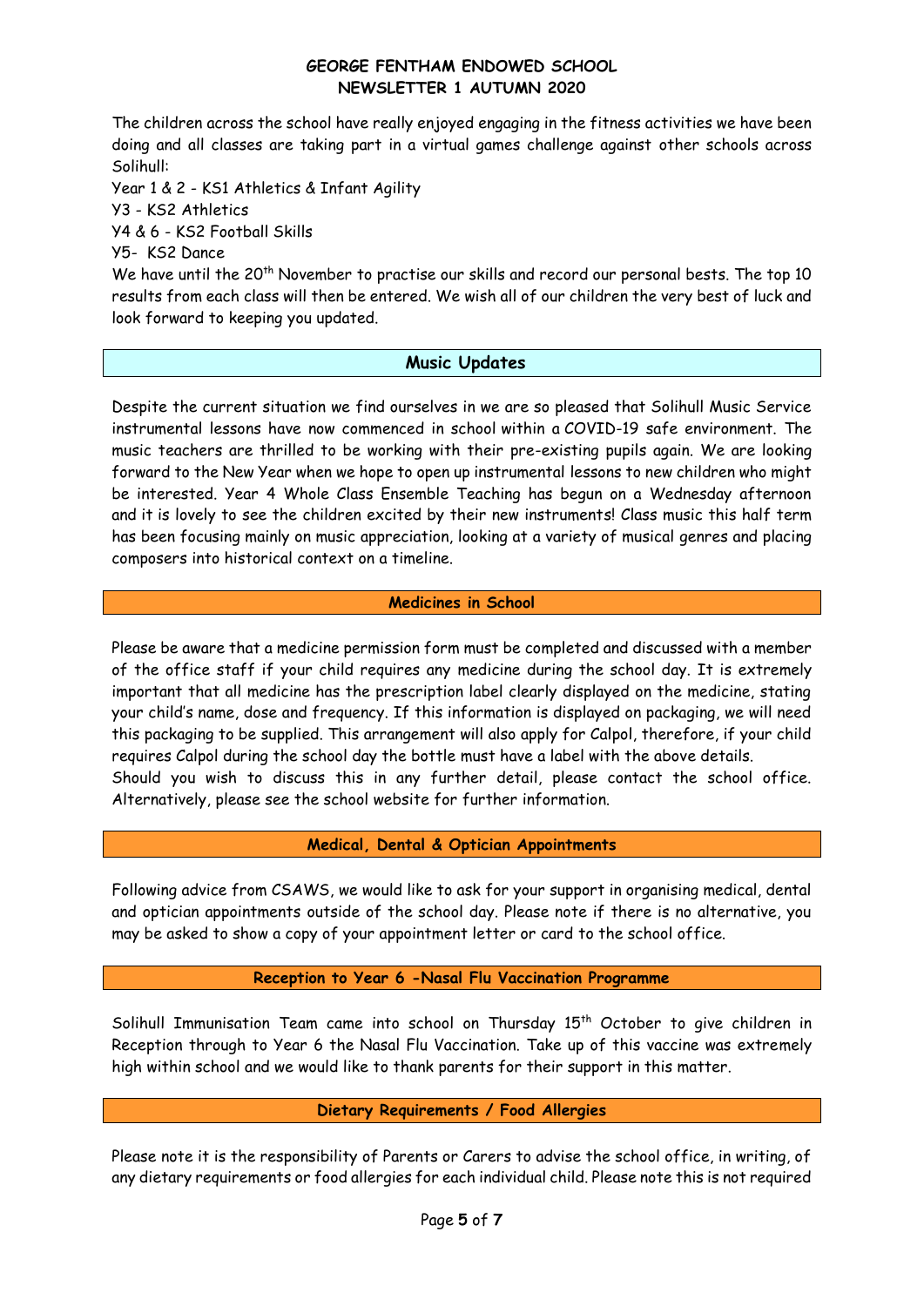The children across the school have really enjoyed engaging in the fitness activities we have been doing and all classes are taking part in a virtual games challenge against other schools across Solihull:

Year 1 & 2 - KS1 Athletics & Infant Agility
Y3 - KS2 Athletics
Y4 & 6 - KS2 Football Skills
Y5- KS2 Dance

We have until the 20th November to practise our skills and record our personal bests. The top 10 results from each class will then be entered. We wish all of our children the very best of luck and look forward to keeping you updated.

## Music Updates

Despite the current situation we find ourselves in we are so pleased that Solihull Music Service instrumental lessons have now commenced in school within a COVID-19 safe environment. The music teachers are thrilled to be working with their pre-existing pupils again. We are looking forward to the New Year when we hope to open up instrumental lessons to new children who might be interested. Year 4 Whole Class Ensemble Teaching has begun on a Wednesday afternoon and it is lovely to see the children excited by their new instruments! Class music this half term has been focusing mainly on music appreciation, looking at a variety of musical genres and placing composers into historical context on a timeline.

## Medicines in School

Please be aware that a medicine permission form must be completed and discussed with a member of the office staff if your child requires any medicine during the school day. It is extremely important that all medicine has the prescription label clearly displayed on the medicine, stating your child's name, dose and frequency. If this information is displayed on packaging, we will need this packaging to be supplied. This arrangement will also apply for Calpol, therefore, if your child requires Calpol during the school day the bottle must have a label with the above details.

Should you wish to discuss this in any further detail, please contact the school office. Alternatively, please see the school website for further information.

## Medical, Dental & Optician Appointments

Following advice from CSAWS, we would like to ask for your support in organising medical, dental and optician appointments outside of the school day. Please note if there is no alternative, you may be asked to show a copy of your appointment letter or card to the school office.

## Reception to Year 6 -Nasal Flu Vaccination Programme

Solihull Immunisation Team came into school on Thursday 15th October to give children in Reception through to Year 6 the Nasal Flu Vaccination. Take up of this vaccine was extremely high within school and we would like to thank parents for their support in this matter.

## Dietary Requirements / Food Allergies

Please note it is the responsibility of Parents or Carers to advise the school office, in writing, of any dietary requirements or food allergies for each individual child. Please note this is not required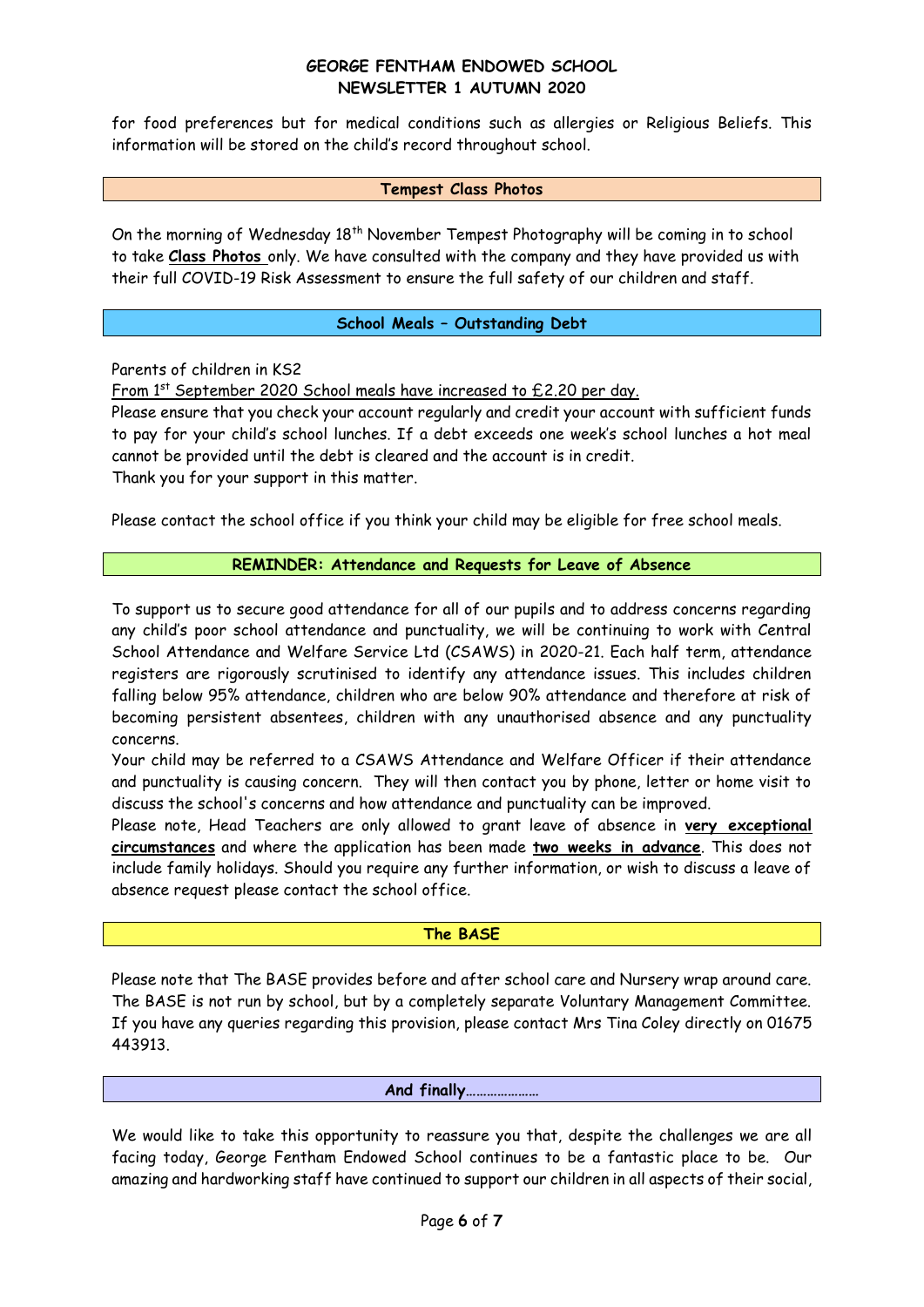for food preferences but for medical conditions such as allergies or Religious Beliefs. This information will be stored on the child's record throughout school.

## Tempest Class Photos

On the morning of Wednesday 18th November Tempest Photography will be coming in to school to take **Class Photos** only. We have consulted with the company and they have provided us with their full COVID-19 Risk Assessment to ensure the full safety of our children and staff.

## School Meals – Outstanding Debt

Parents of children in KS2

From 1st September 2020 School meals have increased to £2.20 per day.

Please ensure that you check your account regularly and credit your account with sufficient funds to pay for your child's school lunches. If a debt exceeds one week's school lunches a hot meal cannot be provided until the debt is cleared and the account is in credit.

Thank you for your support in this matter.

Please contact the school office if you think your child may be eligible for free school meals.

## REMINDER: Attendance and Requests for Leave of Absence

To support us to secure good attendance for all of our pupils and to address concerns regarding any child's poor school attendance and punctuality, we will be continuing to work with Central School Attendance and Welfare Service Ltd (CSAWS) in 2020-21. Each half term, attendance registers are rigorously scrutinised to identify any attendance issues. This includes children falling below 95% attendance, children who are below 90% attendance and therefore at risk of becoming persistent absentees, children with any unauthorised absence and any punctuality concerns.

Your child may be referred to a CSAWS Attendance and Welfare Officer if their attendance and punctuality is causing concern. They will then contact you by phone, letter or home visit to discuss the school's concerns and how attendance and punctuality can be improved.

Please note, Head Teachers are only allowed to grant leave of absence in **very exceptional circumstances** and where the application has been made **two weeks in advance**. This does not include family holidays. Should you require any further information, or wish to discuss a leave of absence request please contact the school office.

## The BASE

Please note that The BASE provides before and after school care and Nursery wrap around care. The BASE is not run by school, but by a completely separate Voluntary Management Committee. If you have any queries regarding this provision, please contact Mrs Tina Coley directly on 01675 443913.

## And finally…………………

We would like to take this opportunity to reassure you that, despite the challenges we are all facing today, George Fentham Endowed School continues to be a fantastic place to be. Our amazing and hardworking staff have continued to support our children in all aspects of their social,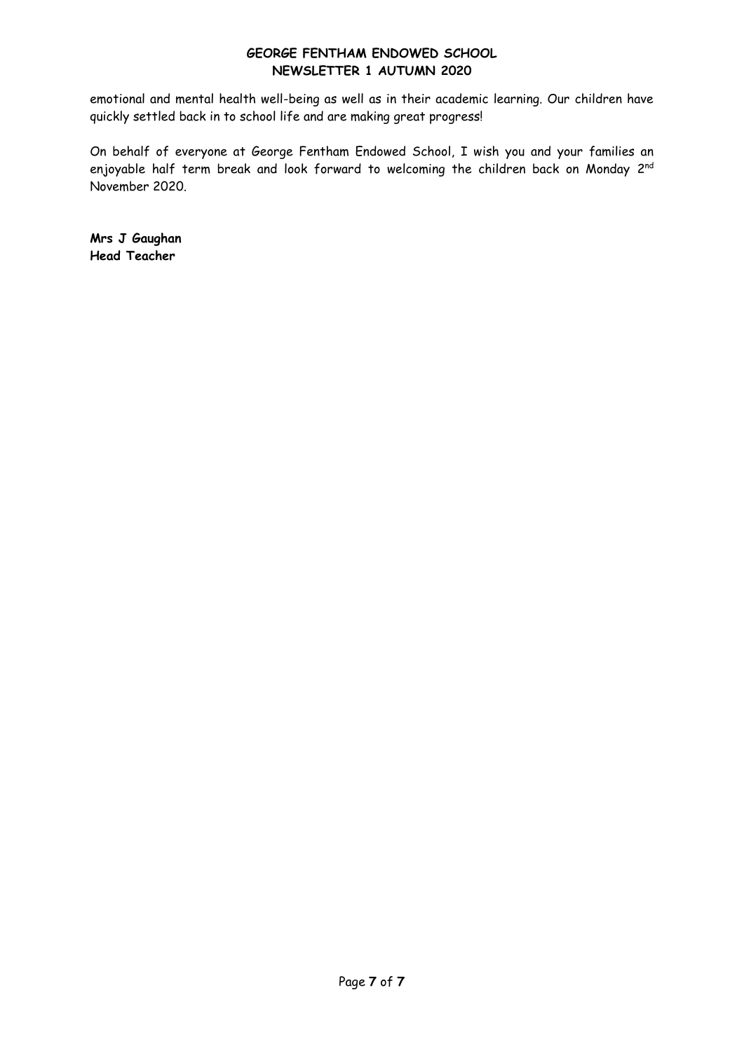emotional and mental health well-being as well as in their academic learning. Our children have quickly settled back in to school life and are making great progress!

On behalf of everyone at George Fentham Endowed School, I wish you and your families an enjoyable half term break and look forward to welcoming the children back on Monday 2nd November 2020.

**Mrs J Gaughan**
**Head Teacher**